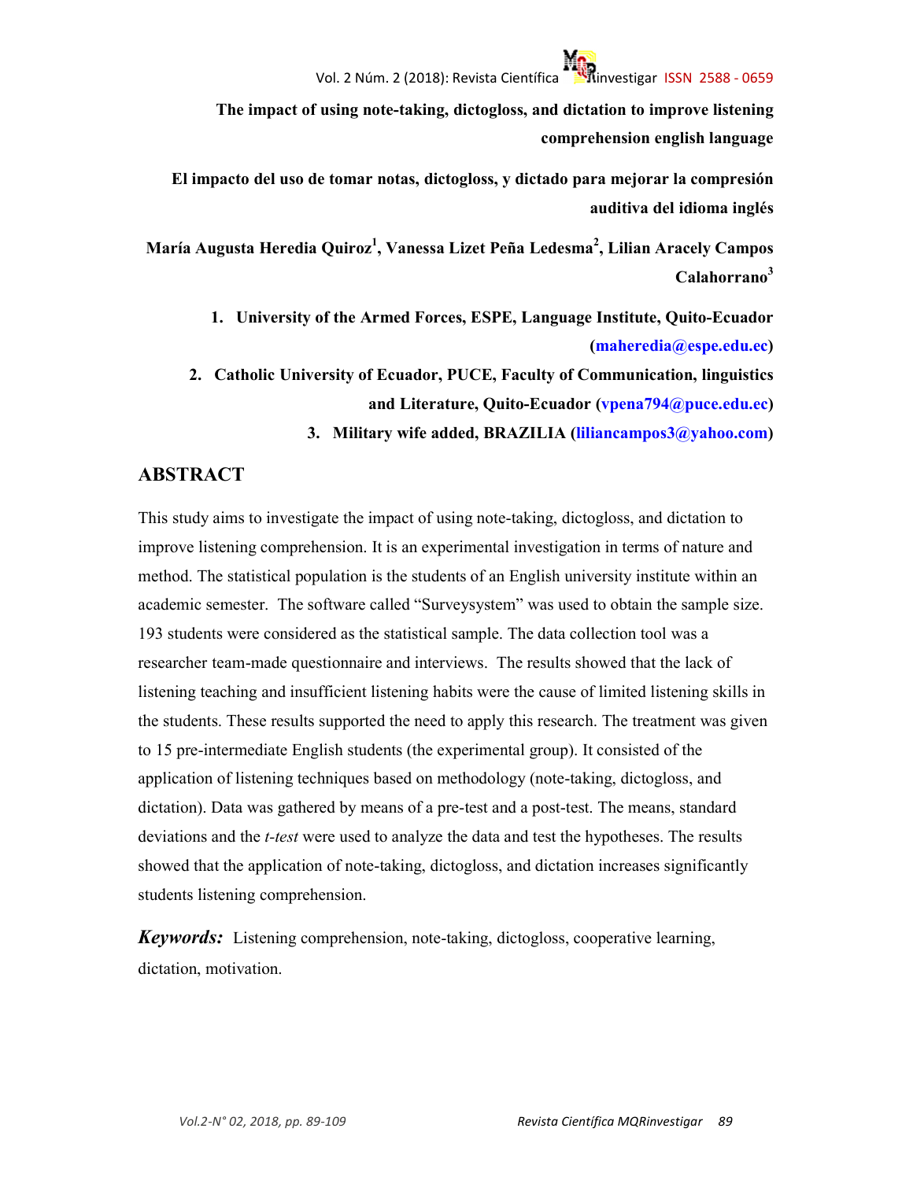# The impact of using note-taking, dictogloss, and dictation to improve listening comprehension english language

# El impacto del uso de tomar notas, dictogloss, y dictado para mejorar la compresión auditiva del idioma inglés

**María Augusta Heredia Quiroz[1], Vanessa Lizet Peña Ledesma[2], Lilian Aracely Campos Calahorrano[3]**

1. **University of the Armed Forces, ESPE, Language Institute, Quito-Ecuador (maheredia@espe.edu.ec)**
2. **Catholic University of Ecuador, PUCE, Faculty of Communication, linguistics and Literature, Quito-Ecuador (vpena794@puce.edu.ec)**
3. **Military wife added, BRAZILIA (liliancampos3@yahoo.com)**

## ABSTRACT

This study aims to investigate the impact of using note-taking, dictogloss, and dictation to improve listening comprehension. It is an experimental investigation in terms of nature and method. The statistical population is the students of an English university institute within an academic semester. The software called "Surveysystem" was used to obtain the sample size. 193 students were considered as the statistical sample. The data collection tool was a researcher team-made questionnaire and interviews. The results showed that the lack of listening teaching and insufficient listening habits were the cause of limited listening skills in the students. These results supported the need to apply this research. The treatment was given to 15 pre-intermediate English students (the experimental group). It consisted of the application of listening techniques based on methodology (note-taking, dictogloss, and dictation). Data was gathered by means of a pre-test and a post-test. The means, standard deviations and the *t-test* were used to analyze the data and test the hypotheses. The results showed that the application of note-taking, dictogloss, and dictation increases significantly students listening comprehension.

***Keywords:*** Listening comprehension, note-taking, dictogloss, cooperative learning, dictation, motivation.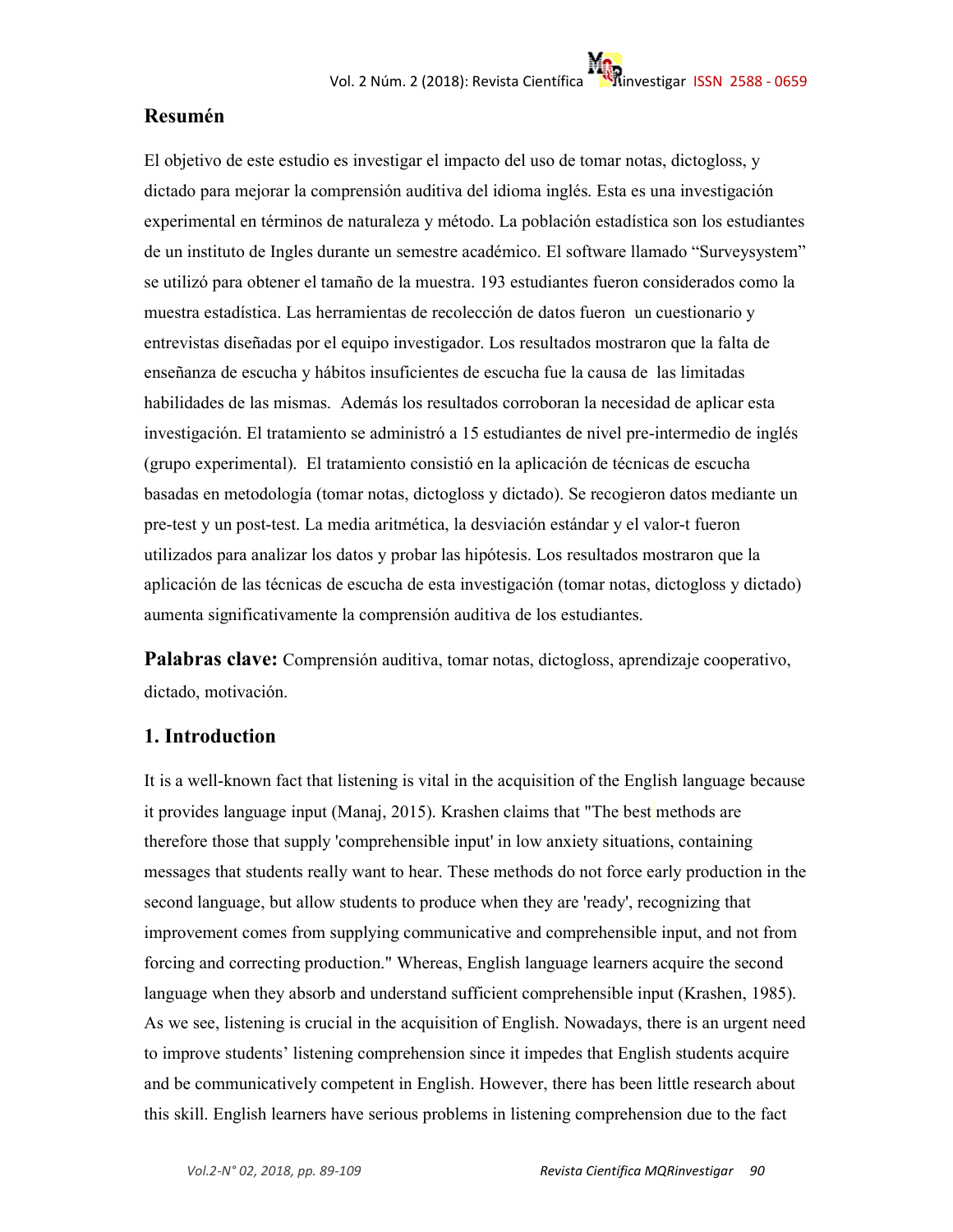## Resumén

El objetivo de este estudio es investigar el impacto del uso de tomar notas, dictogloss, y dictado para mejorar la comprensión auditiva del idioma inglés. Esta es una investigación experimental en términos de naturaleza y método. La población estadística son los estudiantes de un instituto de Ingles durante un semestre académico. El software llamado "Surveysystem" se utilizó para obtener el tamaño de la muestra. 193 estudiantes fueron considerados como la muestra estadística. Las herramientas de recolección de datos fueron un cuestionario y entrevistas diseñadas por el equipo investigador. Los resultados mostraron que la falta de enseñanza de escucha y hábitos insuficientes de escucha fue la causa de las limitadas habilidades de las mismas. Además los resultados corroboran la necesidad de aplicar esta investigación. El tratamiento se administró a 15 estudiantes de nivel pre-intermedio de inglés (grupo experimental). El tratamiento consistió en la aplicación de técnicas de escucha basadas en metodología (tomar notas, dictogloss y dictado). Se recogieron datos mediante un pre-test y un post-test. La media aritmética, la desviación estándar y el valor-t fueron utilizados para analizar los datos y probar las hipótesis. Los resultados mostraron que la aplicación de las técnicas de escucha de esta investigación (tomar notas, dictogloss y dictado) aumenta significativamente la comprensión auditiva de los estudiantes.

**Palabras clave:** Comprensión auditiva, tomar notas, dictogloss, aprendizaje cooperativo, dictado, motivación.

## 1. Introduction

It is a well-known fact that listening is vital in the acquisition of the English language because it provides language input (Manaj, 2015). Krashen claims that "The best methods are therefore those that supply 'comprehensible input' in low anxiety situations, containing messages that students really want to hear. These methods do not force early production in the second language, but allow students to produce when they are 'ready', recognizing that improvement comes from supplying communicative and comprehensible input, and not from forcing and correcting production." Whereas, English language learners acquire the second language when they absorb and understand sufficient comprehensible input (Krashen, 1985). As we see, listening is crucial in the acquisition of English. Nowadays, there is an urgent need to improve students' listening comprehension since it impedes that English students acquire and be communicatively competent in English. However, there has been little research about this skill. English learners have serious problems in listening comprehension due to the fact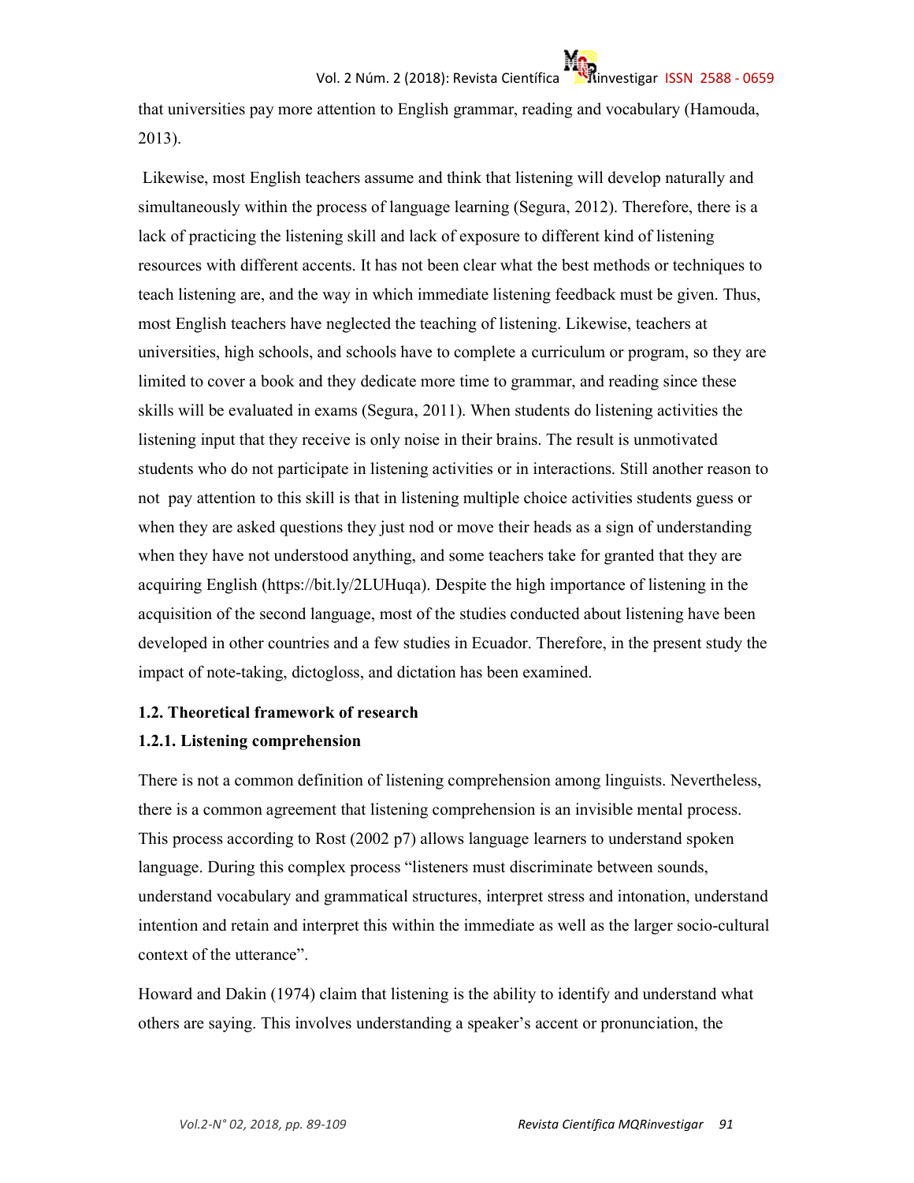that universities pay more attention to English grammar, reading and vocabulary (Hamouda, 2013).

Likewise, most English teachers assume and think that listening will develop naturally and simultaneously within the process of language learning (Segura, 2012). Therefore, there is a lack of practicing the listening skill and lack of exposure to different kind of listening resources with different accents. It has not been clear what the best methods or techniques to teach listening are, and the way in which immediate listening feedback must be given. Thus, most English teachers have neglected the teaching of listening. Likewise, teachers at universities, high schools, and schools have to complete a curriculum or program, so they are limited to cover a book and they dedicate more time to grammar, and reading since these skills will be evaluated in exams (Segura, 2011). When students do listening activities the listening input that they receive is only noise in their brains. The result is unmotivated students who do not participate in listening activities or in interactions. Still another reason to not pay attention to this skill is that in listening multiple choice activities students guess or when they are asked questions they just nod or move their heads as a sign of understanding when they have not understood anything, and some teachers take for granted that they are acquiring English (https://bit.ly/2LUHuqa). Despite the high importance of listening in the acquisition of the second language, most of the studies conducted about listening have been developed in other countries and a few studies in Ecuador. Therefore, in the present study the impact of note-taking, dictogloss, and dictation has been examined.

### 1.2. Theoretical framework of research

#### 1.2.1. Listening comprehension

There is not a common definition of listening comprehension among linguists. Nevertheless, there is a common agreement that listening comprehension is an invisible mental process. This process according to Rost (2002 p7) allows language learners to understand spoken language. During this complex process "listeners must discriminate between sounds, understand vocabulary and grammatical structures, interpret stress and intonation, understand intention and retain and interpret this within the immediate as well as the larger socio-cultural context of the utterance".

Howard and Dakin (1974) claim that listening is the ability to identify and understand what others are saying. This involves understanding a speaker's accent or pronunciation, the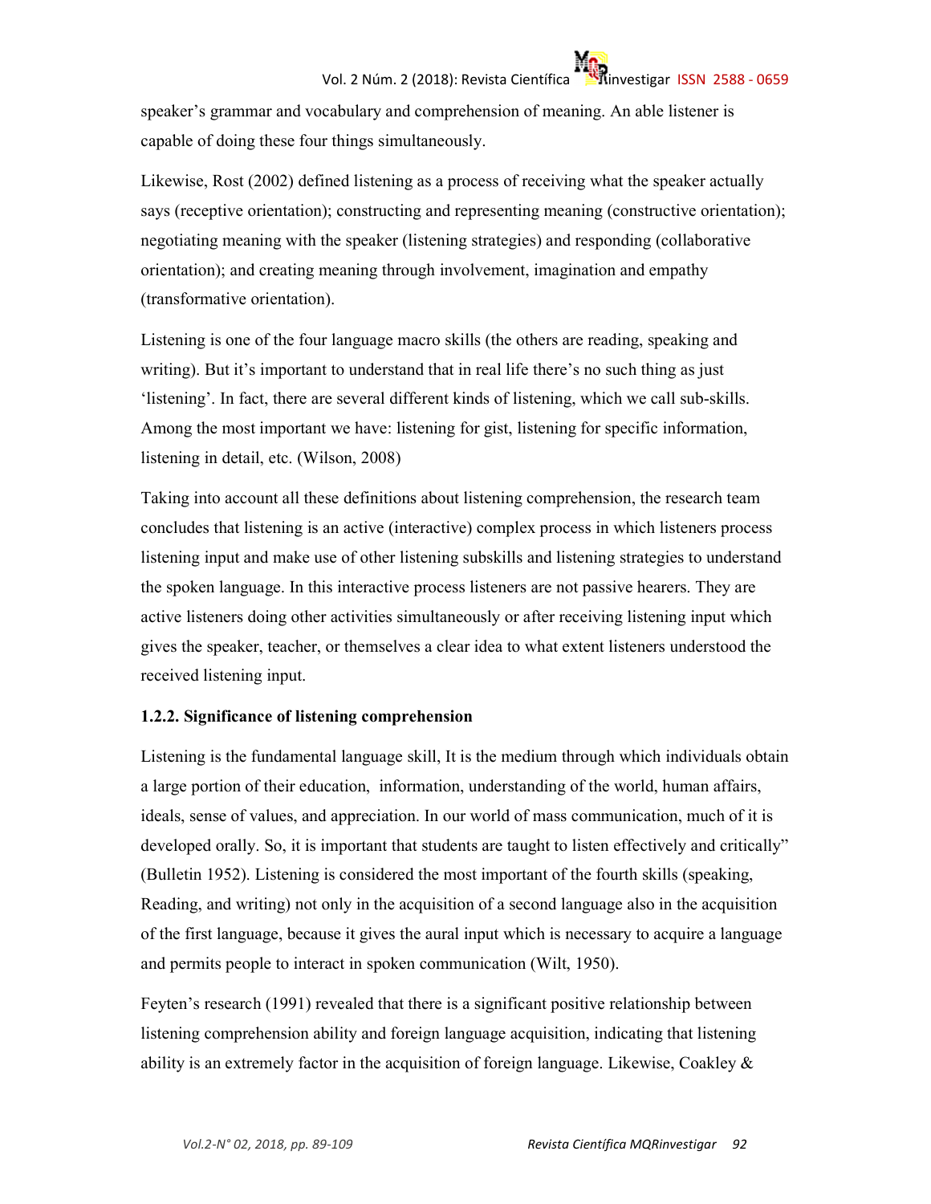speaker's grammar and vocabulary and comprehension of meaning. An able listener is capable of doing these four things simultaneously.

Likewise, Rost (2002) defined listening as a process of receiving what the speaker actually says (receptive orientation); constructing and representing meaning (constructive orientation); negotiating meaning with the speaker (listening strategies) and responding (collaborative orientation); and creating meaning through involvement, imagination and empathy (transformative orientation).

Listening is one of the four language macro skills (the others are reading, speaking and writing). But it's important to understand that in real life there's no such thing as just 'listening'. In fact, there are several different kinds of listening, which we call sub-skills. Among the most important we have: listening for gist, listening for specific information, listening in detail, etc. (Wilson, 2008)

Taking into account all these definitions about listening comprehension, the research team concludes that listening is an active (interactive) complex process in which listeners process listening input and make use of other listening subskills and listening strategies to understand the spoken language. In this interactive process listeners are not passive hearers. They are active listeners doing other activities simultaneously or after receiving listening input which gives the speaker, teacher, or themselves a clear idea to what extent listeners understood the received listening input.

### 1.2.2. Significance of listening comprehension

Listening is the fundamental language skill, It is the medium through which individuals obtain a large portion of their education, information, understanding of the world, human affairs, ideals, sense of values, and appreciation. In our world of mass communication, much of it is developed orally. So, it is important that students are taught to listen effectively and critically" (Bulletin 1952). Listening is considered the most important of the fourth skills (speaking, Reading, and writing) not only in the acquisition of a second language also in the acquisition of the first language, because it gives the aural input which is necessary to acquire a language and permits people to interact in spoken communication (Wilt, 1950).

Feyten's research (1991) revealed that there is a significant positive relationship between listening comprehension ability and foreign language acquisition, indicating that listening ability is an extremely factor in the acquisition of foreign language. Likewise, Coakley &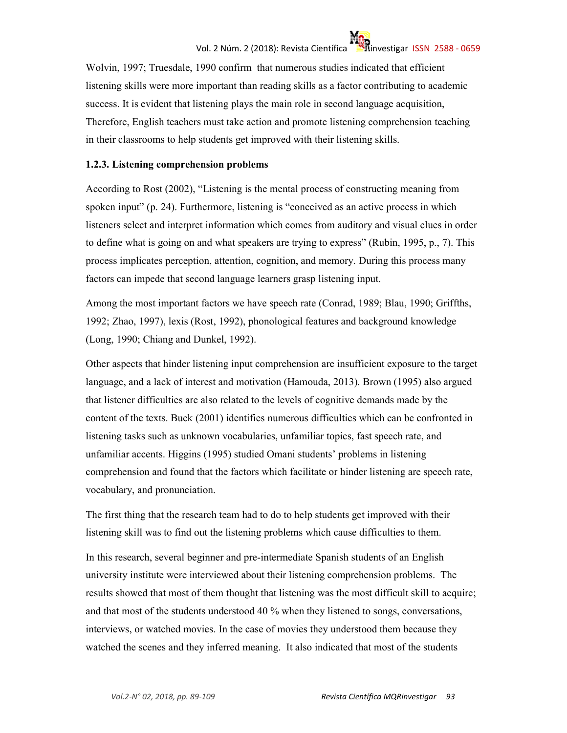Wolvin, 1997; Truesdale, 1990 confirm that numerous studies indicated that efficient listening skills were more important than reading skills as a factor contributing to academic success. It is evident that listening plays the main role in second language acquisition, Therefore, English teachers must take action and promote listening comprehension teaching in their classrooms to help students get improved with their listening skills.

### 1.2.3. Listening comprehension problems

According to Rost (2002), "Listening is the mental process of constructing meaning from spoken input" (p. 24). Furthermore, listening is "conceived as an active process in which listeners select and interpret information which comes from auditory and visual clues in order to define what is going on and what speakers are trying to express" (Rubin, 1995, p., 7). This process implicates perception, attention, cognition, and memory. During this process many factors can impede that second language learners grasp listening input.

Among the most important factors we have speech rate (Conrad, 1989; Blau, 1990; Griffths, 1992; Zhao, 1997), lexis (Rost, 1992), phonological features and background knowledge (Long, 1990; Chiang and Dunkel, 1992).

Other aspects that hinder listening input comprehension are insufficient exposure to the target language, and a lack of interest and motivation (Hamouda, 2013). Brown (1995) also argued that listener difficulties are also related to the levels of cognitive demands made by the content of the texts. Buck (2001) identifies numerous difficulties which can be confronted in listening tasks such as unknown vocabularies, unfamiliar topics, fast speech rate, and unfamiliar accents. Higgins (1995) studied Omani students' problems in listening comprehension and found that the factors which facilitate or hinder listening are speech rate, vocabulary, and pronunciation.

The first thing that the research team had to do to help students get improved with their listening skill was to find out the listening problems which cause difficulties to them.

In this research, several beginner and pre-intermediate Spanish students of an English university institute were interviewed about their listening comprehension problems. The results showed that most of them thought that listening was the most difficult skill to acquire; and that most of the students understood 40 % when they listened to songs, conversations, interviews, or watched movies. In the case of movies they understood them because they watched the scenes and they inferred meaning. It also indicated that most of the students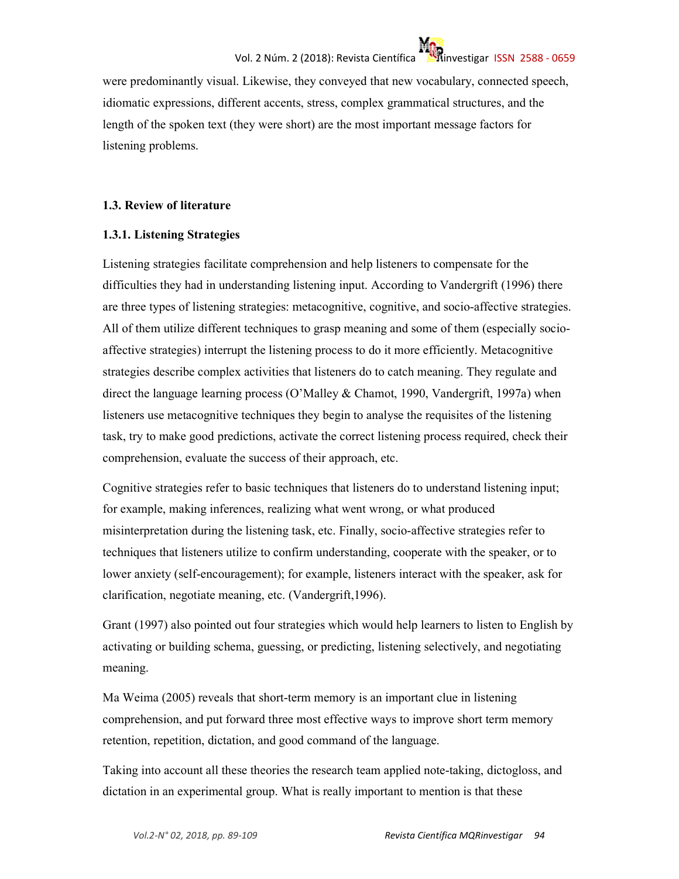were predominantly visual. Likewise, they conveyed that new vocabulary, connected speech, idiomatic expressions, different accents, stress, complex grammatical structures, and the length of the spoken text (they were short) are the most important message factors for listening problems.

## 1.3. Review of literature

### 1.3.1. Listening Strategies

Listening strategies facilitate comprehension and help listeners to compensate for the difficulties they had in understanding listening input. According to Vandergrift (1996) there are three types of listening strategies: metacognitive, cognitive, and socio-affective strategies. All of them utilize different techniques to grasp meaning and some of them (especially socio-affective strategies) interrupt the listening process to do it more efficiently. Metacognitive strategies describe complex activities that listeners do to catch meaning. They regulate and direct the language learning process (O'Malley & Chamot, 1990, Vandergrift, 1997a) when listeners use metacognitive techniques they begin to analyse the requisites of the listening task, try to make good predictions, activate the correct listening process required, check their comprehension, evaluate the success of their approach, etc.

Cognitive strategies refer to basic techniques that listeners do to understand listening input; for example, making inferences, realizing what went wrong, or what produced misinterpretation during the listening task, etc. Finally, socio-affective strategies refer to techniques that listeners utilize to confirm understanding, cooperate with the speaker, or to lower anxiety (self-encouragement); for example, listeners interact with the speaker, ask for clarification, negotiate meaning, etc. (Vandergrift,1996).

Grant (1997) also pointed out four strategies which would help learners to listen to English by activating or building schema, guessing, or predicting, listening selectively, and negotiating meaning.

Ma Weima (2005) reveals that short-term memory is an important clue in listening comprehension, and put forward three most effective ways to improve short term memory retention, repetition, dictation, and good command of the language.

Taking into account all these theories the research team applied note-taking, dictogloss, and dictation in an experimental group. What is really important to mention is that these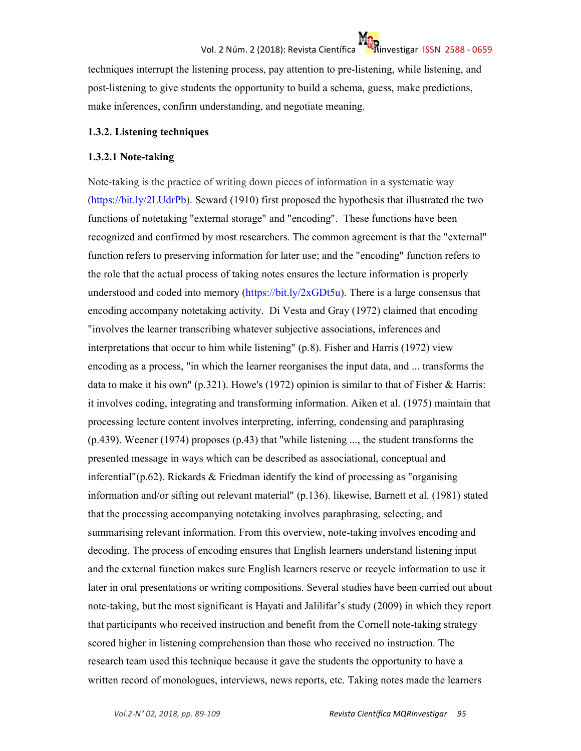techniques interrupt the listening process, pay attention to pre-listening, while listening, and post-listening to give students the opportunity to build a schema, guess, make predictions, make inferences, confirm understanding, and negotiate meaning.

### 1.3.2. Listening techniques

#### 1.3.2.1 Note-taking

Note-taking is the practice of writing down pieces of information in a systematic way (https://bit.ly/2LUdrPb). Seward (1910) first proposed the hypothesis that illustrated the two functions of notetaking "external storage" and "encoding". These functions have been recognized and confirmed by most researchers. The common agreement is that the "external" function refers to preserving information for later use; and the "encoding" function refers to the role that the actual process of taking notes ensures the lecture information is properly understood and coded into memory (https://bit.ly/2xGDt5u). There is a large consensus that encoding accompany notetaking activity. Di Vesta and Gray (1972) claimed that encoding "involves the learner transcribing whatever subjective associations, inferences and interpretations that occur to him while listening" (p.8). Fisher and Harris (1972) view encoding as a process, "in which the learner reorganises the input data, and ... transforms the data to make it his own" (p.321). Howe's (1972) opinion is similar to that of Fisher & Harris: it involves coding, integrating and transforming information. Aiken et al. (1975) maintain that processing lecture content involves interpreting, inferring, condensing and paraphrasing (p.439). Weener (1974) proposes (p.43) that "while listening ..., the student transforms the presented message in ways which can be described as associational, conceptual and inferential"(p.62). Rickards & Friedman identify the kind of processing as "organising information and/or sifting out relevant material" (p.136). likewise, Barnett et al. (1981) stated that the processing accompanying notetaking involves paraphrasing, selecting, and summarising relevant information. From this overview, note-taking involves encoding and decoding. The process of encoding ensures that English learners understand listening input and the external function makes sure English learners reserve or recycle information to use it later in oral presentations or writing compositions. Several studies have been carried out about note-taking, but the most significant is Hayati and Jalilifar's study (2009) in which they report that participants who received instruction and benefit from the Cornell note-taking strategy scored higher in listening comprehension than those who received no instruction. The research team used this technique because it gave the students the opportunity to have a written record of monologues, interviews, news reports, etc. Taking notes made the learners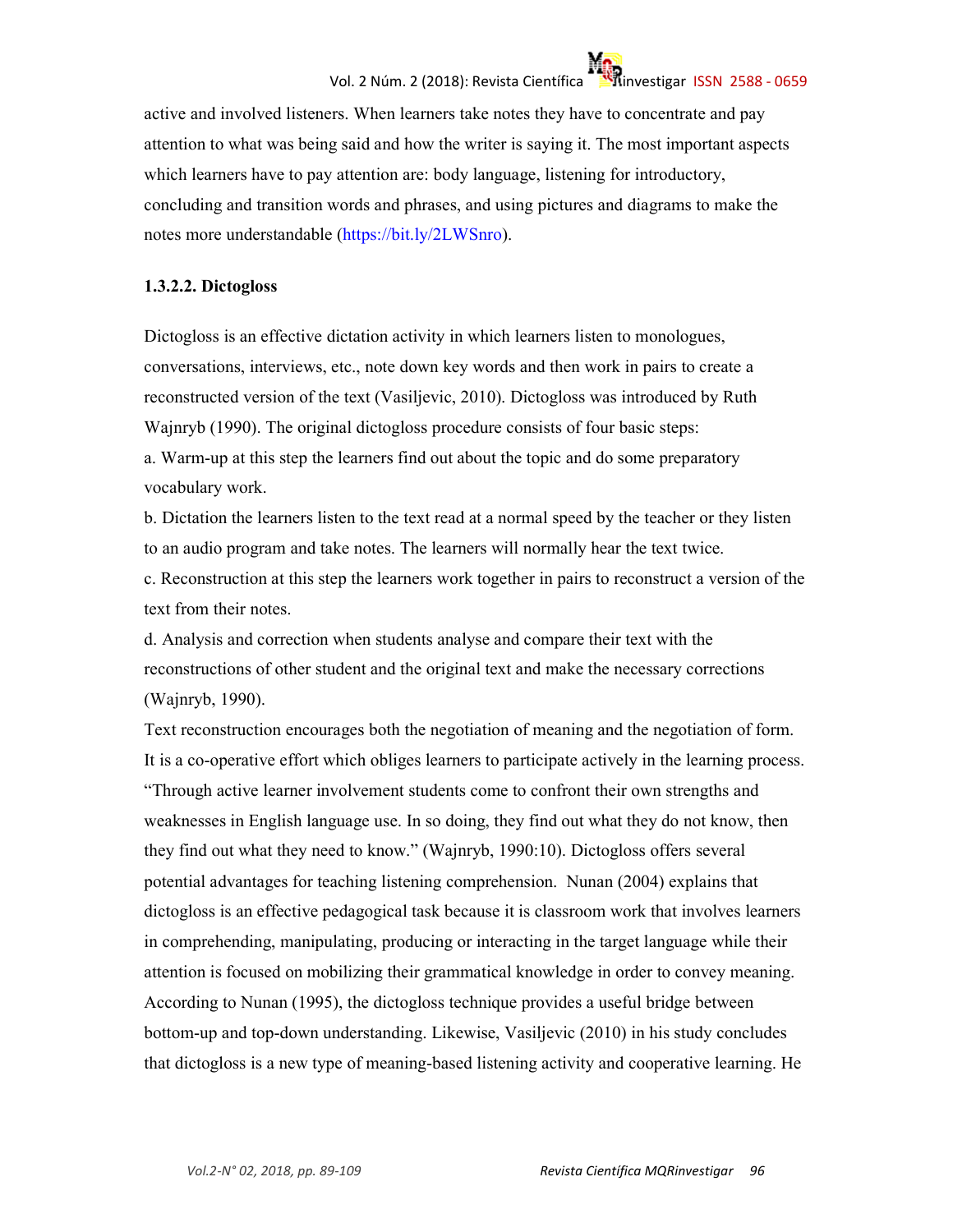active and involved listeners. When learners take notes they have to concentrate and pay attention to what was being said and how the writer is saying it. The most important aspects which learners have to pay attention are: body language, listening for introductory, concluding and transition words and phrases, and using pictures and diagrams to make the notes more understandable (https://bit.ly/2LWSnro).

#### 1.3.2.2. Dictogloss

Dictogloss is an effective dictation activity in which learners listen to monologues, conversations, interviews, etc., note down key words and then work in pairs to create a reconstructed version of the text (Vasiljevic, 2010). Dictogloss was introduced by Ruth Wajnryb (1990). The original dictogloss procedure consists of four basic steps:

a. Warm-up at this step the learners find out about the topic and do some preparatory vocabulary work.

b. Dictation the learners listen to the text read at a normal speed by the teacher or they listen to an audio program and take notes. The learners will normally hear the text twice.

c. Reconstruction at this step the learners work together in pairs to reconstruct a version of the text from their notes.

d. Analysis and correction when students analyse and compare their text with the reconstructions of other student and the original text and make the necessary corrections (Wajnryb, 1990).

Text reconstruction encourages both the negotiation of meaning and the negotiation of form. It is a co-operative effort which obliges learners to participate actively in the learning process. "Through active learner involvement students come to confront their own strengths and weaknesses in English language use. In so doing, they find out what they do not know, then they find out what they need to know." (Wajnryb, 1990:10). Dictogloss offers several potential advantages for teaching listening comprehension. Nunan (2004) explains that dictogloss is an effective pedagogical task because it is classroom work that involves learners in comprehending, manipulating, producing or interacting in the target language while their attention is focused on mobilizing their grammatical knowledge in order to convey meaning. According to Nunan (1995), the dictogloss technique provides a useful bridge between bottom-up and top-down understanding. Likewise, Vasiljevic (2010) in his study concludes that dictogloss is a new type of meaning-based listening activity and cooperative learning. He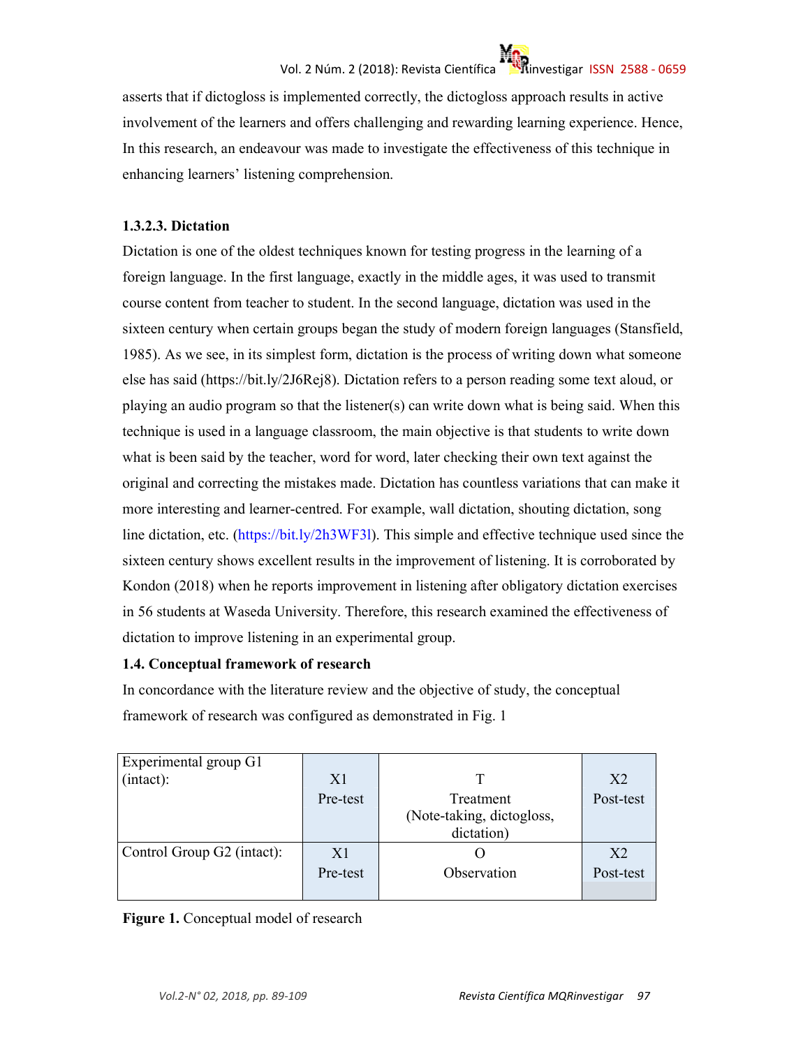asserts that if dictogloss is implemented correctly, the dictogloss approach results in active involvement of the learners and offers challenging and rewarding learning experience. Hence, In this research, an endeavour was made to investigate the effectiveness of this technique in enhancing learners' listening comprehension.

#### 1.3.2.3. Dictation

Dictation is one of the oldest techniques known for testing progress in the learning of a foreign language. In the first language, exactly in the middle ages, it was used to transmit course content from teacher to student. In the second language, dictation was used in the sixteen century when certain groups began the study of modern foreign languages (Stansfield, 1985). As we see, in its simplest form, dictation is the process of writing down what someone else has said (https://bit.ly/2J6Rej8). Dictation refers to a person reading some text aloud, or playing an audio program so that the listener(s) can write down what is being said. When this technique is used in a language classroom, the main objective is that students to write down what is been said by the teacher, word for word, later checking their own text against the original and correcting the mistakes made. Dictation has countless variations that can make it more interesting and learner-centred. For example, wall dictation, shouting dictation, song line dictation, etc. (https://bit.ly/2h3WF3l). This simple and effective technique used since the sixteen century shows excellent results in the improvement of listening. It is corroborated by Kondon (2018) when he reports improvement in listening after obligatory dictation exercises in 56 students at Waseda University. Therefore, this research examined the effectiveness of dictation to improve listening in an experimental group.

### 1.4. Conceptual framework of research

In concordance with the literature review and the objective of study, the conceptual framework of research was configured as demonstrated in Fig. 1

| | | | |
|---|---|---|---|
| Experimental group G1 (intact): | X1 Pre-test | T Treatment (Note-taking, dictogloss, dictation) | X2 Post-test |
| Control Group G2 (intact): | X1 Pre-test | O Observation | X2 Post-test |

**Figure 1.** Conceptual model of research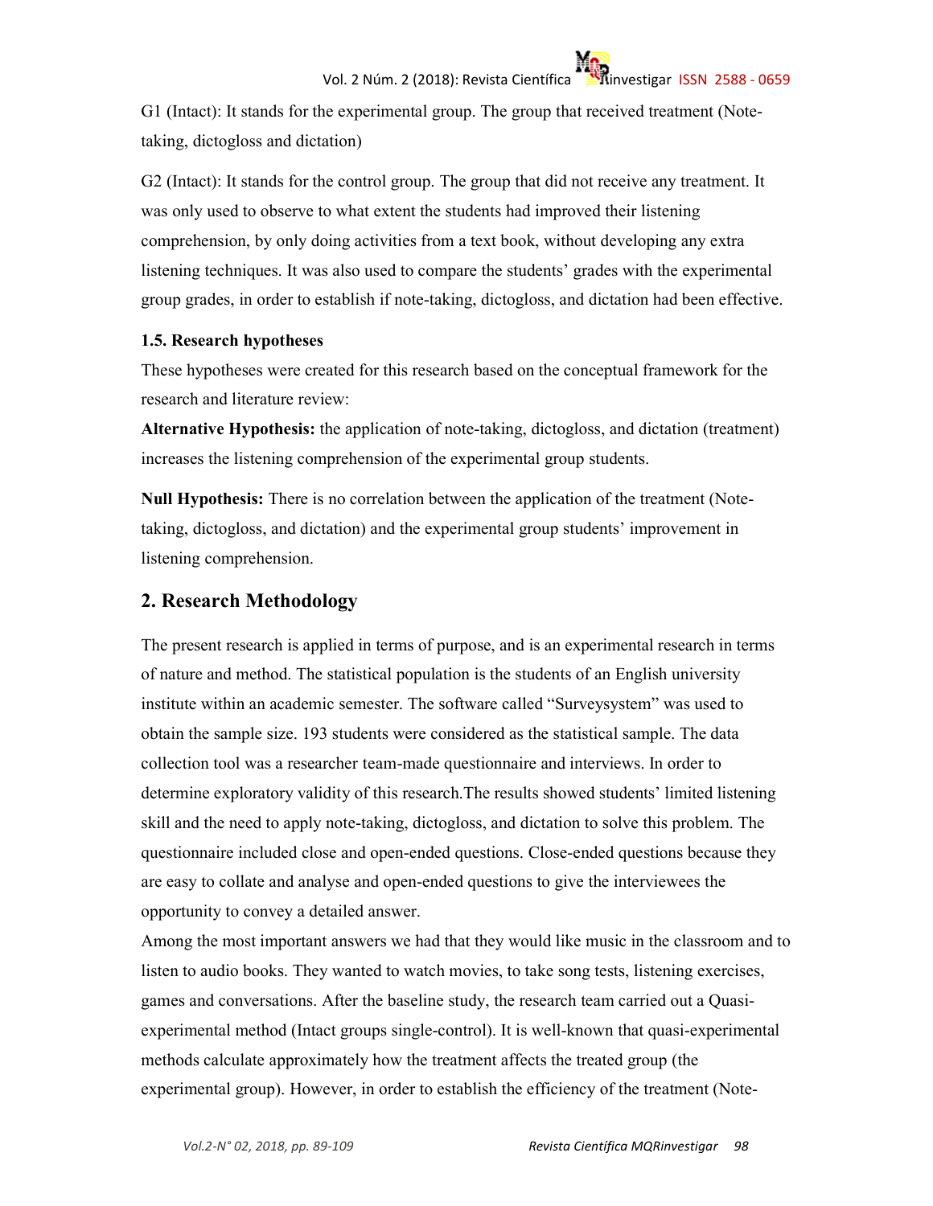G1 (Intact): It stands for the experimental group. The group that received treatment (Note-taking, dictogloss and dictation)

G2 (Intact): It stands for the control group. The group that did not receive any treatment. It was only used to observe to what extent the students had improved their listening comprehension, by only doing activities from a text book, without developing any extra listening techniques. It was also used to compare the students' grades with the experimental group grades, in order to establish if note-taking, dictogloss, and dictation had been effective.

### 1.5. Research hypotheses

These hypotheses were created for this research based on the conceptual framework for the research and literature review:

**Alternative Hypothesis:** the application of note-taking, dictogloss, and dictation (treatment) increases the listening comprehension of the experimental group students.

**Null Hypothesis:** There is no correlation between the application of the treatment (Note-taking, dictogloss, and dictation) and the experimental group students' improvement in listening comprehension.

## 2. Research Methodology

The present research is applied in terms of purpose, and is an experimental research in terms of nature and method. The statistical population is the students of an English university institute within an academic semester. The software called "Surveysystem" was used to obtain the sample size. 193 students were considered as the statistical sample. The data collection tool was a researcher team-made questionnaire and interviews. In order to determine exploratory validity of this research.The results showed students' limited listening skill and the need to apply note-taking, dictogloss, and dictation to solve this problem. The questionnaire included close and open-ended questions. Close-ended questions because they are easy to collate and analyse and open-ended questions to give the interviewees the opportunity to convey a detailed answer.

Among the most important answers we had that they would like music in the classroom and to listen to audio books. They wanted to watch movies, to take song tests, listening exercises, games and conversations. After the baseline study, the research team carried out a Quasi-experimental method (Intact groups single-control). It is well-known that quasi-experimental methods calculate approximately how the treatment affects the treated group (the experimental group). However, in order to establish the efficiency of the treatment (Note-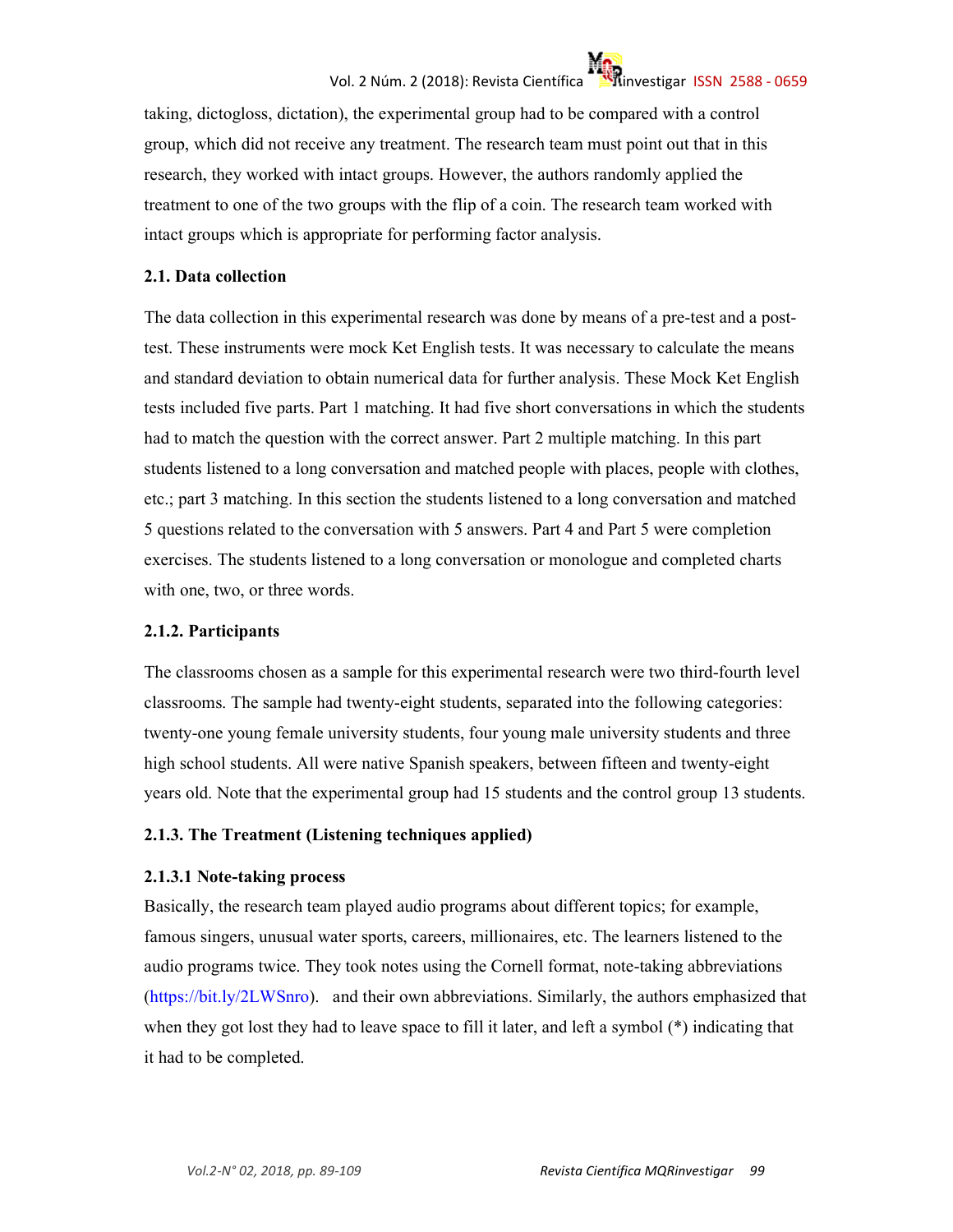taking, dictogloss, dictation), the experimental group had to be compared with a control group, which did not receive any treatment. The research team must point out that in this research, they worked with intact groups. However, the authors randomly applied the treatment to one of the two groups with the flip of a coin. The research team worked with intact groups which is appropriate for performing factor analysis.

### 2.1. Data collection

The data collection in this experimental research was done by means of a pre-test and a post-test. These instruments were mock Ket English tests. It was necessary to calculate the means and standard deviation to obtain numerical data for further analysis. These Mock Ket English tests included five parts. Part 1 matching. It had five short conversations in which the students had to match the question with the correct answer. Part 2 multiple matching. In this part students listened to a long conversation and matched people with places, people with clothes, etc.; part 3 matching. In this section the students listened to a long conversation and matched 5 questions related to the conversation with 5 answers. Part 4 and Part 5 were completion exercises. The students listened to a long conversation or monologue and completed charts with one, two, or three words.

### 2.1.2. Participants

The classrooms chosen as a sample for this experimental research were two third-fourth level classrooms. The sample had twenty-eight students, separated into the following categories: twenty-one young female university students, four young male university students and three high school students. All were native Spanish speakers, between fifteen and twenty-eight years old. Note that the experimental group had 15 students and the control group 13 students.

### 2.1.3. The Treatment (Listening techniques applied)

#### 2.1.3.1 Note-taking process

Basically, the research team played audio programs about different topics; for example, famous singers, unusual water sports, careers, millionaires, etc. The learners listened to the audio programs twice. They took notes using the Cornell format, note-taking abbreviations (https://bit.ly/2LWSnro). and their own abbreviations. Similarly, the authors emphasized that when they got lost they had to leave space to fill it later, and left a symbol (*) indicating that it had to be completed.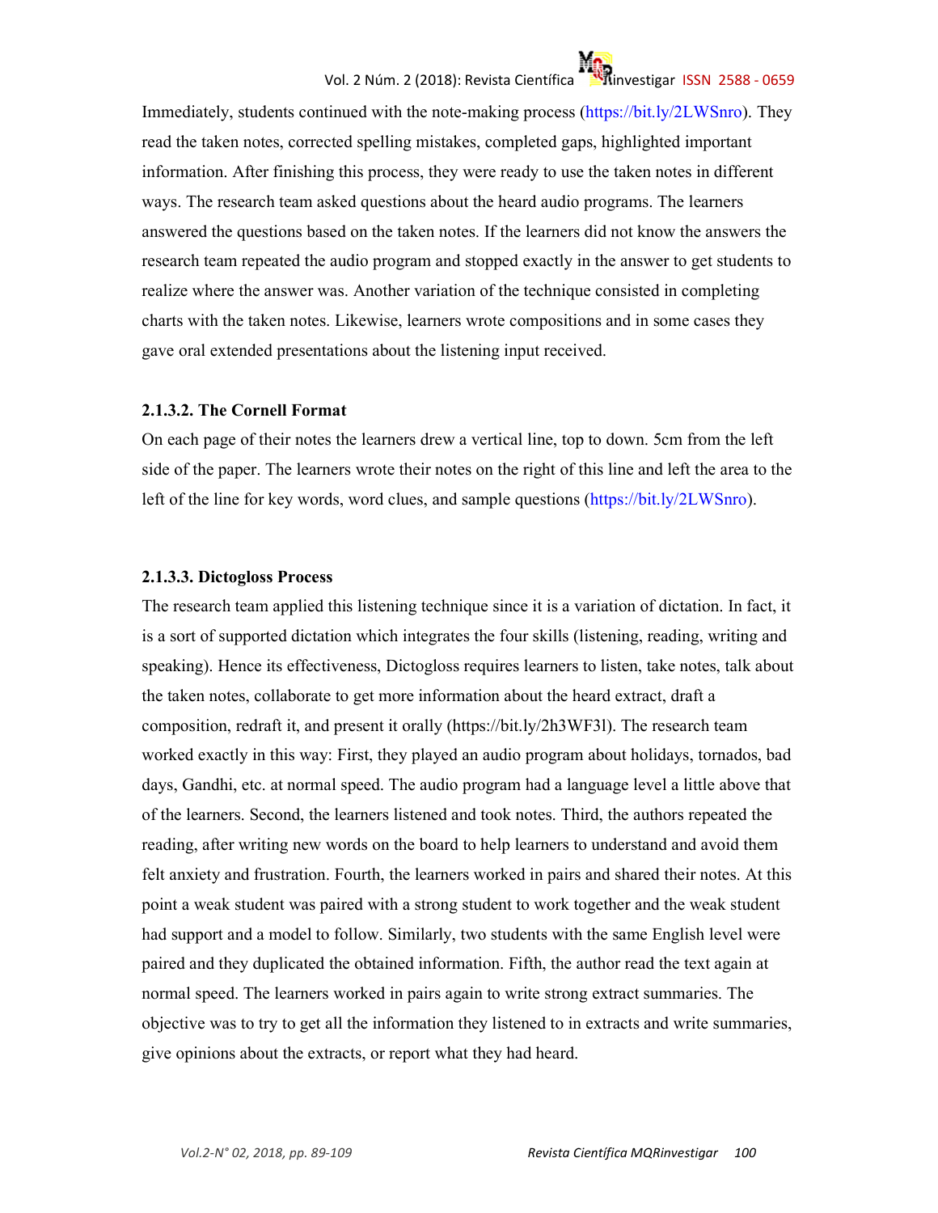Immediately, students continued with the note-making process (https://bit.ly/2LWSnro). They read the taken notes, corrected spelling mistakes, completed gaps, highlighted important information. After finishing this process, they were ready to use the taken notes in different ways. The research team asked questions about the heard audio programs. The learners answered the questions based on the taken notes. If the learners did not know the answers the research team repeated the audio program and stopped exactly in the answer to get students to realize where the answer was. Another variation of the technique consisted in completing charts with the taken notes. Likewise, learners wrote compositions and in some cases they gave oral extended presentations about the listening input received.

#### 2.1.3.2. The Cornell Format

On each page of their notes the learners drew a vertical line, top to down. 5cm from the left side of the paper. The learners wrote their notes on the right of this line and left the area to the left of the line for key words, word clues, and sample questions (https://bit.ly/2LWSnro).

#### 2.1.3.3. Dictogloss Process

The research team applied this listening technique since it is a variation of dictation. In fact, it is a sort of supported dictation which integrates the four skills (listening, reading, writing and speaking). Hence its effectiveness, Dictogloss requires learners to listen, take notes, talk about the taken notes, collaborate to get more information about the heard extract, draft a composition, redraft it, and present it orally (https://bit.ly/2h3WF3l). The research team worked exactly in this way: First, they played an audio program about holidays, tornados, bad days, Gandhi, etc. at normal speed. The audio program had a language level a little above that of the learners. Second, the learners listened and took notes. Third, the authors repeated the reading, after writing new words on the board to help learners to understand and avoid them felt anxiety and frustration. Fourth, the learners worked in pairs and shared their notes. At this point a weak student was paired with a strong student to work together and the weak student had support and a model to follow. Similarly, two students with the same English level were paired and they duplicated the obtained information. Fifth, the author read the text again at normal speed. The learners worked in pairs again to write strong extract summaries. The objective was to try to get all the information they listened to in extracts and write summaries, give opinions about the extracts, or report what they had heard.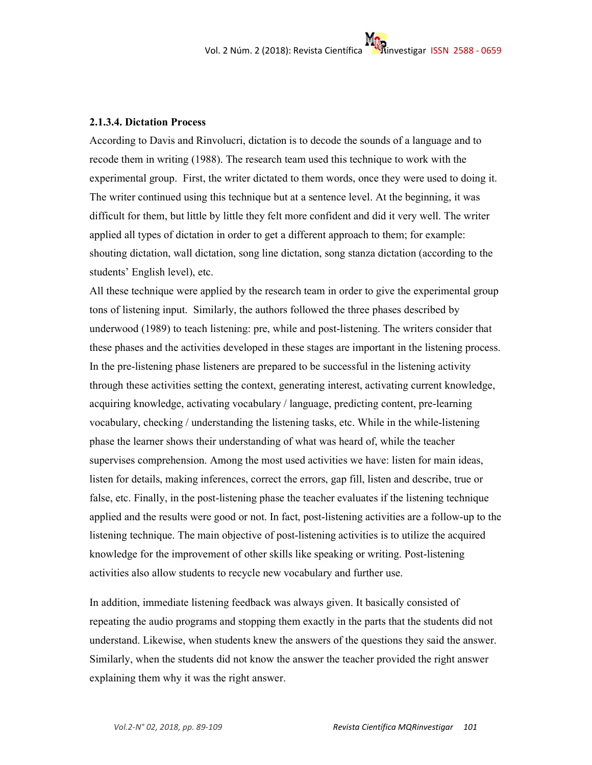### 2.1.3.4. Dictation Process

According to Davis and Rinvolucri, dictation is to decode the sounds of a language and to recode them in writing (1988). The research team used this technique to work with the experimental group. First, the writer dictated to them words, once they were used to doing it. The writer continued using this technique but at a sentence level. At the beginning, it was difficult for them, but little by little they felt more confident and did it very well. The writer applied all types of dictation in order to get a different approach to them; for example: shouting dictation, wall dictation, song line dictation, song stanza dictation (according to the students' English level), etc.

All these technique were applied by the research team in order to give the experimental group tons of listening input. Similarly, the authors followed the three phases described by underwood (1989) to teach listening: pre, while and post-listening. The writers consider that these phases and the activities developed in these stages are important in the listening process. In the pre-listening phase listeners are prepared to be successful in the listening activity through these activities setting the context, generating interest, activating current knowledge, acquiring knowledge, activating vocabulary / language, predicting content, pre-learning vocabulary, checking / understanding the listening tasks, etc. While in the while-listening phase the learner shows their understanding of what was heard of, while the teacher supervises comprehension. Among the most used activities we have: listen for main ideas, listen for details, making inferences, correct the errors, gap fill, listen and describe, true or false, etc. Finally, in the post-listening phase the teacher evaluates if the listening technique applied and the results were good or not. In fact, post-listening activities are a follow-up to the listening technique. The main objective of post-listening activities is to utilize the acquired knowledge for the improvement of other skills like speaking or writing. Post-listening activities also allow students to recycle new vocabulary and further use.

In addition, immediate listening feedback was always given. It basically consisted of repeating the audio programs and stopping them exactly in the parts that the students did not understand. Likewise, when students knew the answers of the questions they said the answer. Similarly, when the students did not know the answer the teacher provided the right answer explaining them why it was the right answer.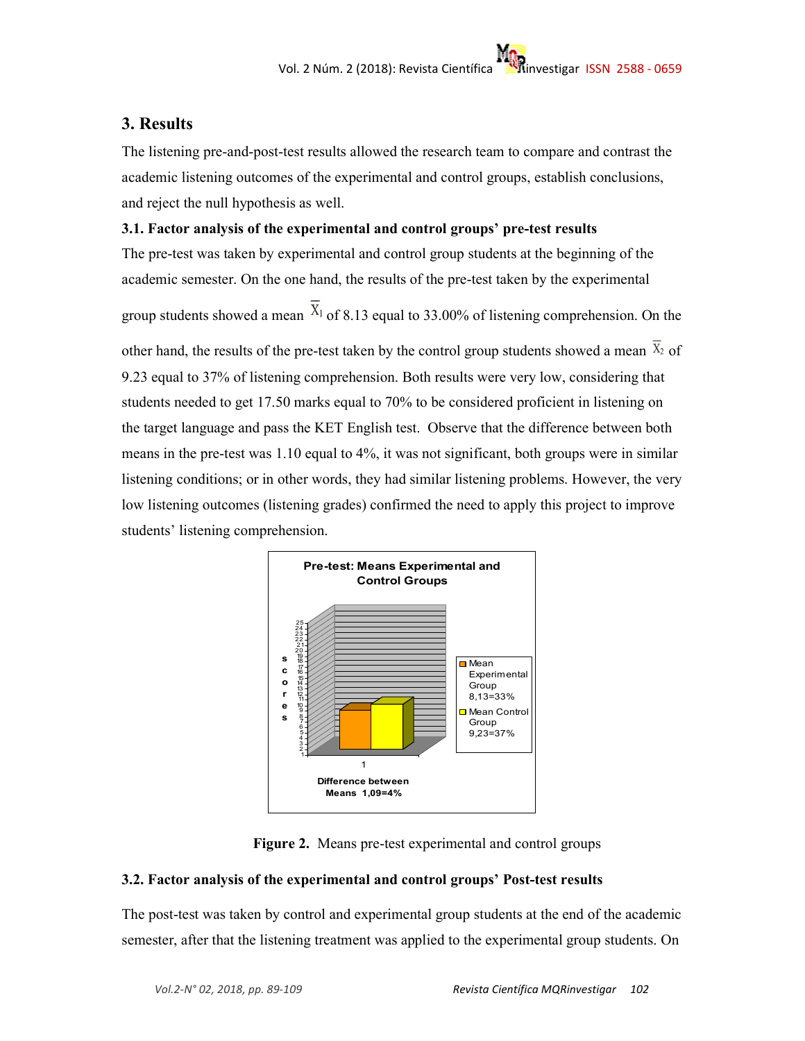## 3. Results

The listening pre-and-post-test results allowed the research team to compare and contrast the academic listening outcomes of the experimental and control groups, establish conclusions, and reject the null hypothesis as well.

### 3.1. Factor analysis of the experimental and control groups' pre-test results

The pre-test was taken by experimental and control group students at the beginning of the academic semester. On the one hand, the results of the pre-test taken by the experimental group students showed a mean $\overline{X}_1$ of 8.13 equal to 33.00% of listening comprehension. On the other hand, the results of the pre-test taken by the control group students showed a mean $\overline{X}_2$ of 9.23 equal to 37% of listening comprehension. Both results were very low, considering that students needed to get 17.50 marks equal to 70% to be considered proficient in listening on the target language and pass the KET English test. Observe that the difference between both means in the pre-test was 1.10 equal to 4%, it was not significant, both groups were in similar listening conditions; or in other words, they had similar listening problems. However, the very low listening outcomes (listening grades) confirmed the need to apply this project to improve students' listening comprehension.

**Pre-test: Means Experimental and Control Groups**

- Mean Experimental Group 8,13=33%
- Mean Control Group 9,23=37%

Difference between Means 1,09=4%

**Figure 2.** Means pre-test experimental and control groups

### 3.2. Factor analysis of the experimental and control groups' Post-test results

The post-test was taken by control and experimental group students at the end of the academic semester, after that the listening treatment was applied to the experimental group students. On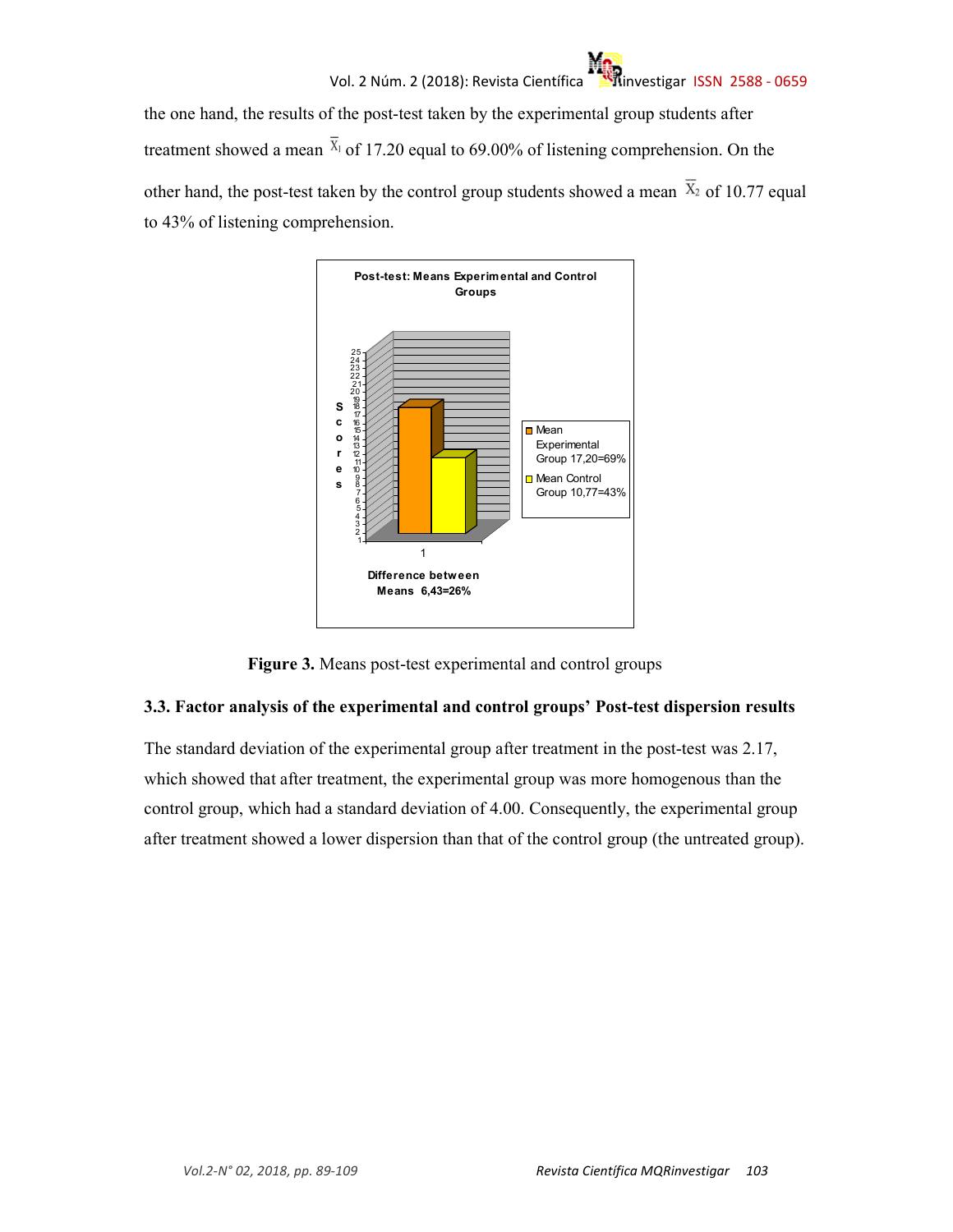the one hand, the results of the post-test taken by the experimental group students after treatment showed a mean $\bar{X}_1$ of 17.20 equal to 69.00% of listening comprehension. On the other hand, the post-test taken by the control group students showed a mean $\bar{X}_2$ of 10.77 equal to 43% of listening comprehension.

**Figure 3.** Means post-test experimental and control groups

### 3.3. Factor analysis of the experimental and control groups' Post-test dispersion results

The standard deviation of the experimental group after treatment in the post-test was 2.17, which showed that after treatment, the experimental group was more homogenous than the control group, which had a standard deviation of 4.00. Consequently, the experimental group after treatment showed a lower dispersion than that of the control group (the untreated group).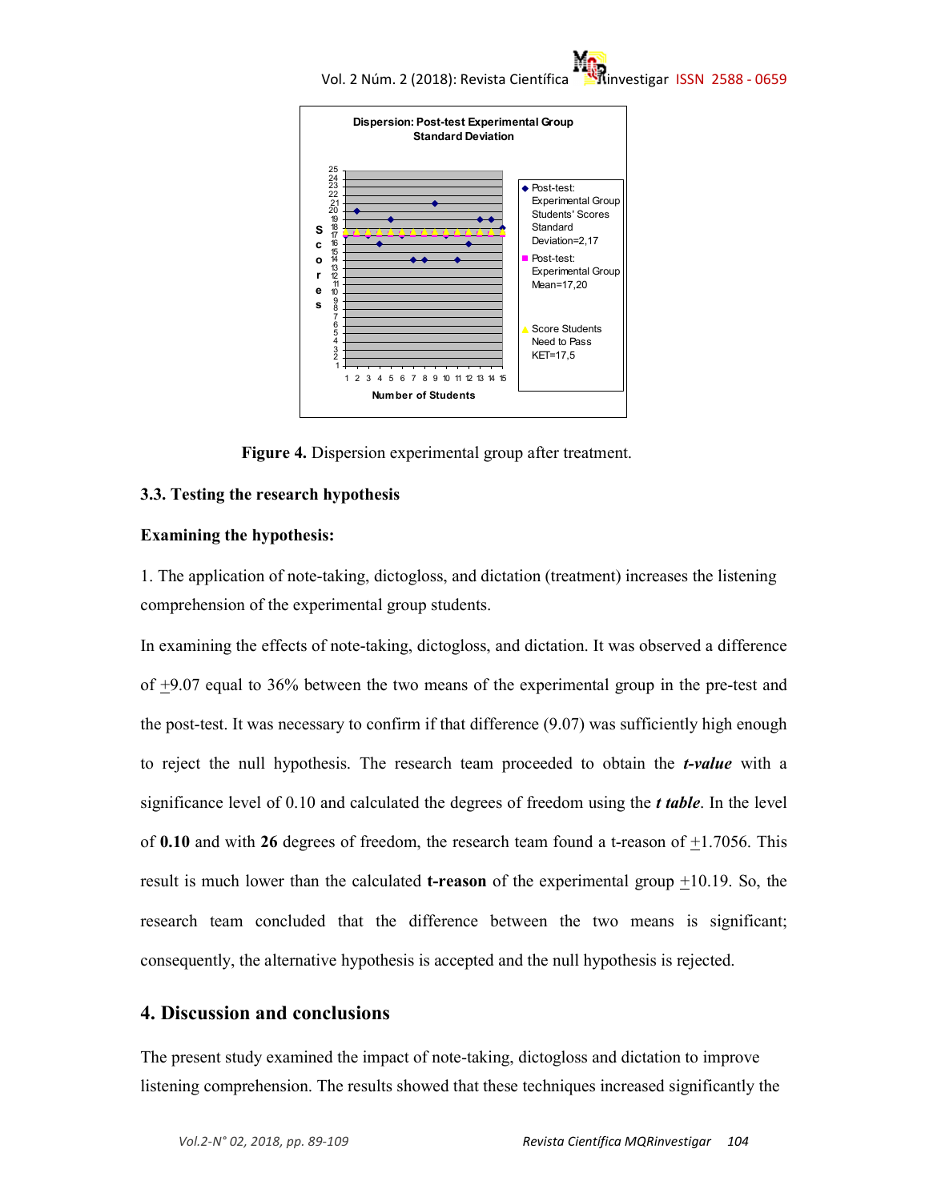Figure 4. Dispersion experimental group after treatment.

### 3.3. Testing the research hypothesis

**Examining the hypothesis:**

1. The application of note-taking, dictogloss, and dictation (treatment) increases the listening comprehension of the experimental group students.

In examining the effects of note-taking, dictogloss, and dictation. It was observed a difference of ±9.07 equal to 36% between the two means of the experimental group in the pre-test and the post-test. It was necessary to confirm if that difference (9.07) was sufficiently high enough to reject the null hypothesis. The research team proceeded to obtain the ***t-value*** with a significance level of 0.10 and calculated the degrees of freedom using the ***t table***. In the level of **0.10** and with **26** degrees of freedom, the research team found a t-reason of ±1.7056. This result is much lower than the calculated **t-reason** of the experimental group ±10.19. So, the research team concluded that the difference between the two means is significant; consequently, the alternative hypothesis is accepted and the null hypothesis is rejected.

## 4. Discussion and conclusions

The present study examined the impact of note-taking, dictogloss and dictation to improve listening comprehension. The results showed that these techniques increased significantly the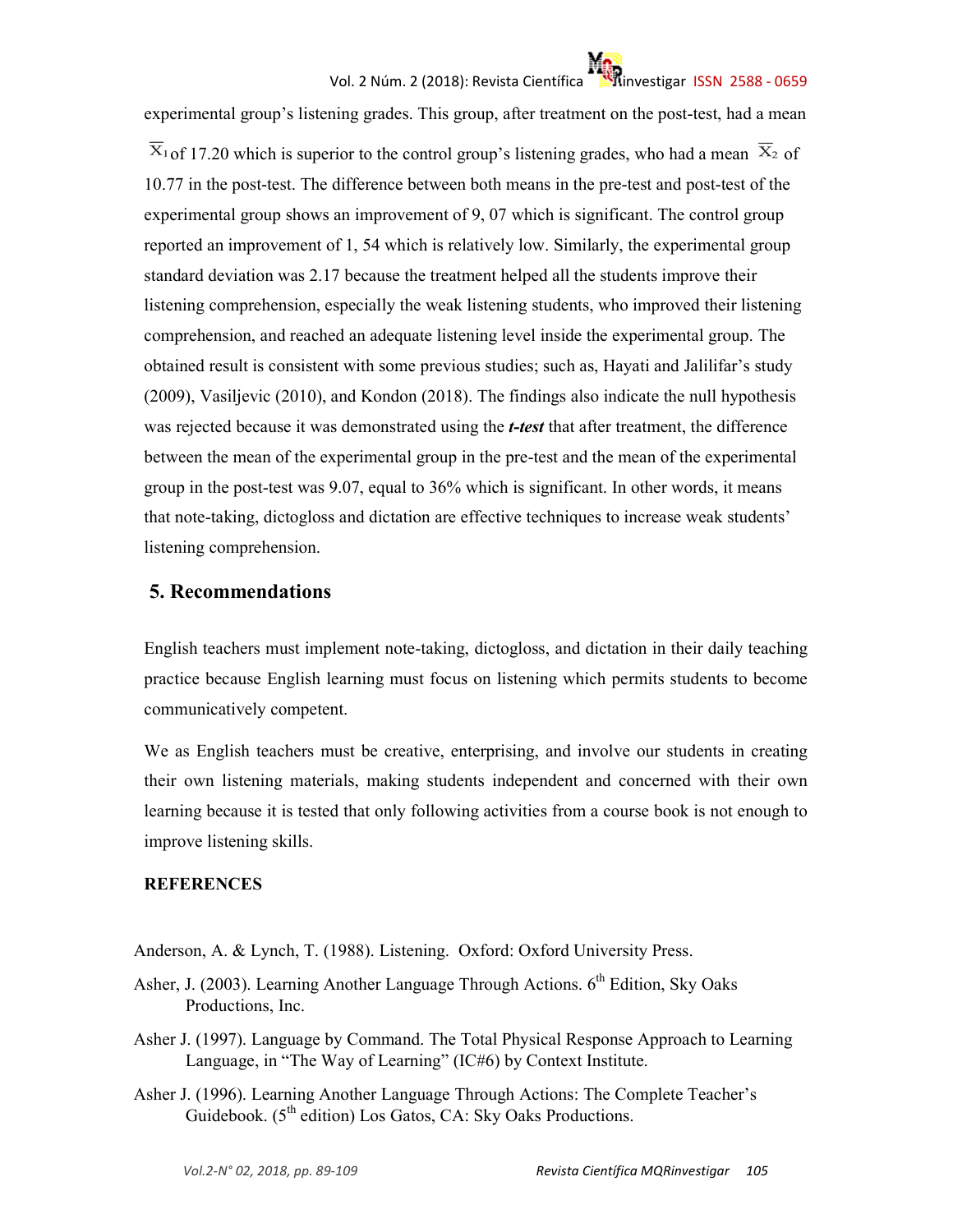experimental group's listening grades. This group, after treatment on the post-test, had a mean $\overline{X}_1$ of 17.20 which is superior to the control group's listening grades, who had a mean $\overline{X}_2$ of 10.77 in the post-test. The difference between both means in the pre-test and post-test of the experimental group shows an improvement of 9, 07 which is significant. The control group reported an improvement of 1, 54 which is relatively low. Similarly, the experimental group standard deviation was 2.17 because the treatment helped all the students improve their listening comprehension, especially the weak listening students, who improved their listening comprehension, and reached an adequate listening level inside the experimental group. The obtained result is consistent with some previous studies; such as, Hayati and Jalilifar's study (2009), Vasiljevic (2010), and Kondon (2018). The findings also indicate the null hypothesis was rejected because it was demonstrated using the ***t-test*** that after treatment, the difference between the mean of the experimental group in the pre-test and the mean of the experimental group in the post-test was 9.07, equal to 36% which is significant. In other words, it means that note-taking, dictogloss and dictation are effective techniques to increase weak students' listening comprehension.

## 5. Recommendations

English teachers must implement note-taking, dictogloss, and dictation in their daily teaching practice because English learning must focus on listening which permits students to become communicatively competent.

We as English teachers must be creative, enterprising, and involve our students in creating their own listening materials, making students independent and concerned with their own learning because it is tested that only following activities from a course book is not enough to improve listening skills.

## REFERENCES

Anderson, A. & Lynch, T. (1988). Listening. Oxford: Oxford University Press.

Asher, J. (2003). Learning Another Language Through Actions. 6th Edition, Sky Oaks Productions, Inc.

Asher J. (1997). Language by Command. The Total Physical Response Approach to Learning Language, in "The Way of Learning" (IC#6) by Context Institute.

Asher J. (1996). Learning Another Language Through Actions: The Complete Teacher's Guidebook. (5th edition) Los Gatos, CA: Sky Oaks Productions.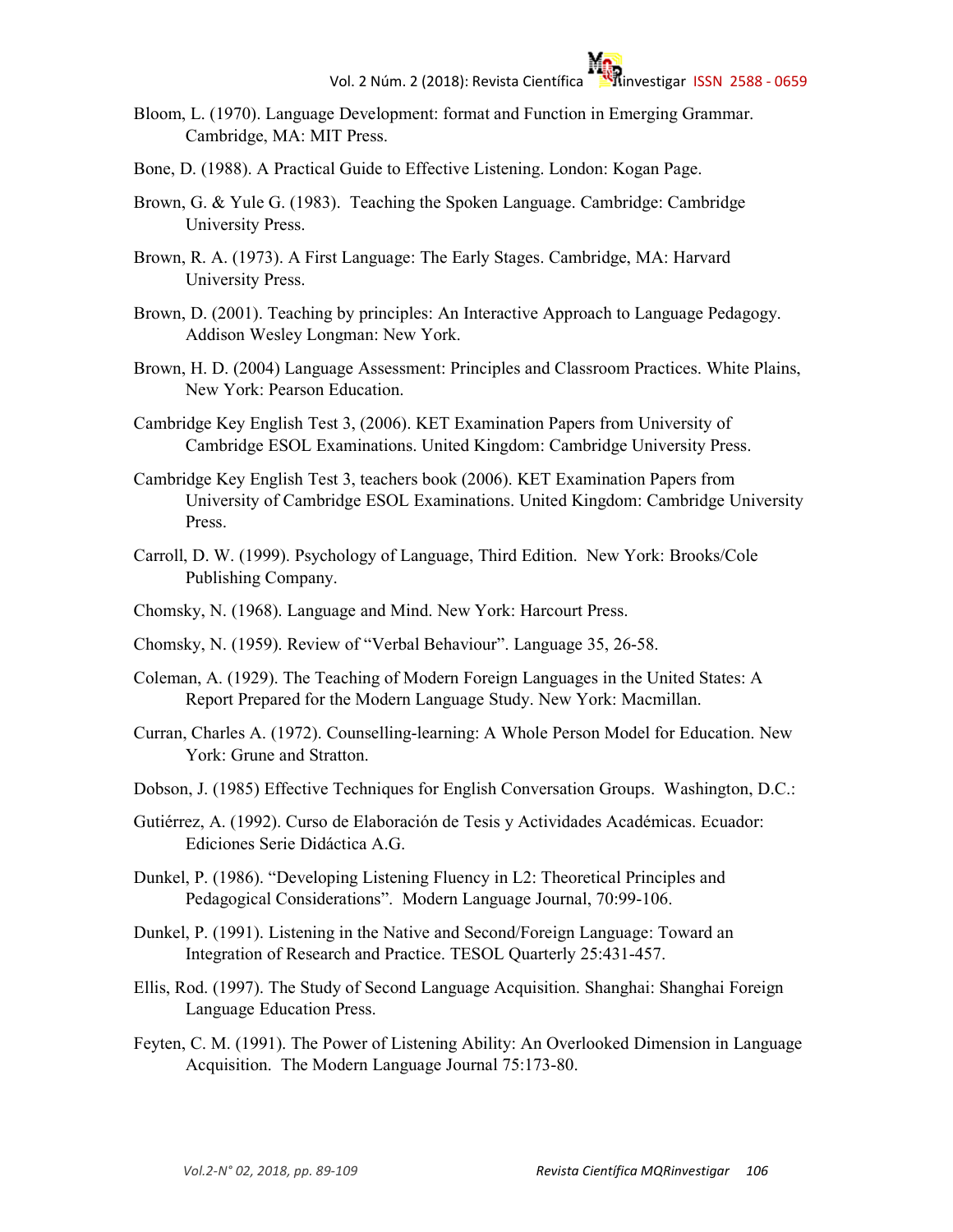Bloom, L. (1970). Language Development: format and Function in Emerging Grammar. Cambridge, MA: MIT Press.

Bone, D. (1988). A Practical Guide to Effective Listening. London: Kogan Page.

Brown, G. & Yule G. (1983). Teaching the Spoken Language. Cambridge: Cambridge University Press.

Brown, R. A. (1973). A First Language: The Early Stages. Cambridge, MA: Harvard University Press.

Brown, D. (2001). Teaching by principles: An Interactive Approach to Language Pedagogy. Addison Wesley Longman: New York.

Brown, H. D. (2004) Language Assessment: Principles and Classroom Practices. White Plains, New York: Pearson Education.

Cambridge Key English Test 3, (2006). KET Examination Papers from University of Cambridge ESOL Examinations. United Kingdom: Cambridge University Press.

Cambridge Key English Test 3, teachers book (2006). KET Examination Papers from University of Cambridge ESOL Examinations. United Kingdom: Cambridge University Press.

Carroll, D. W. (1999). Psychology of Language, Third Edition. New York: Brooks/Cole Publishing Company.

Chomsky, N. (1968). Language and Mind. New York: Harcourt Press.

Chomsky, N. (1959). Review of "Verbal Behaviour". Language 35, 26-58.

Coleman, A. (1929). The Teaching of Modern Foreign Languages in the United States: A Report Prepared for the Modern Language Study. New York: Macmillan.

Curran, Charles A. (1972). Counselling-learning: A Whole Person Model for Education. New York: Grune and Stratton.

Dobson, J. (1985) Effective Techniques for English Conversation Groups. Washington, D.C.:

Gutiérrez, A. (1992). Curso de Elaboración de Tesis y Actividades Académicas. Ecuador: Ediciones Serie Didáctica A.G.

Dunkel, P. (1986). "Developing Listening Fluency in L2: Theoretical Principles and Pedagogical Considerations". Modern Language Journal, 70:99-106.

Dunkel, P. (1991). Listening in the Native and Second/Foreign Language: Toward an Integration of Research and Practice. TESOL Quarterly 25:431-457.

Ellis, Rod. (1997). The Study of Second Language Acquisition. Shanghai: Shanghai Foreign Language Education Press.

Feyten, C. M. (1991). The Power of Listening Ability: An Overlooked Dimension in Language Acquisition. The Modern Language Journal 75:173-80.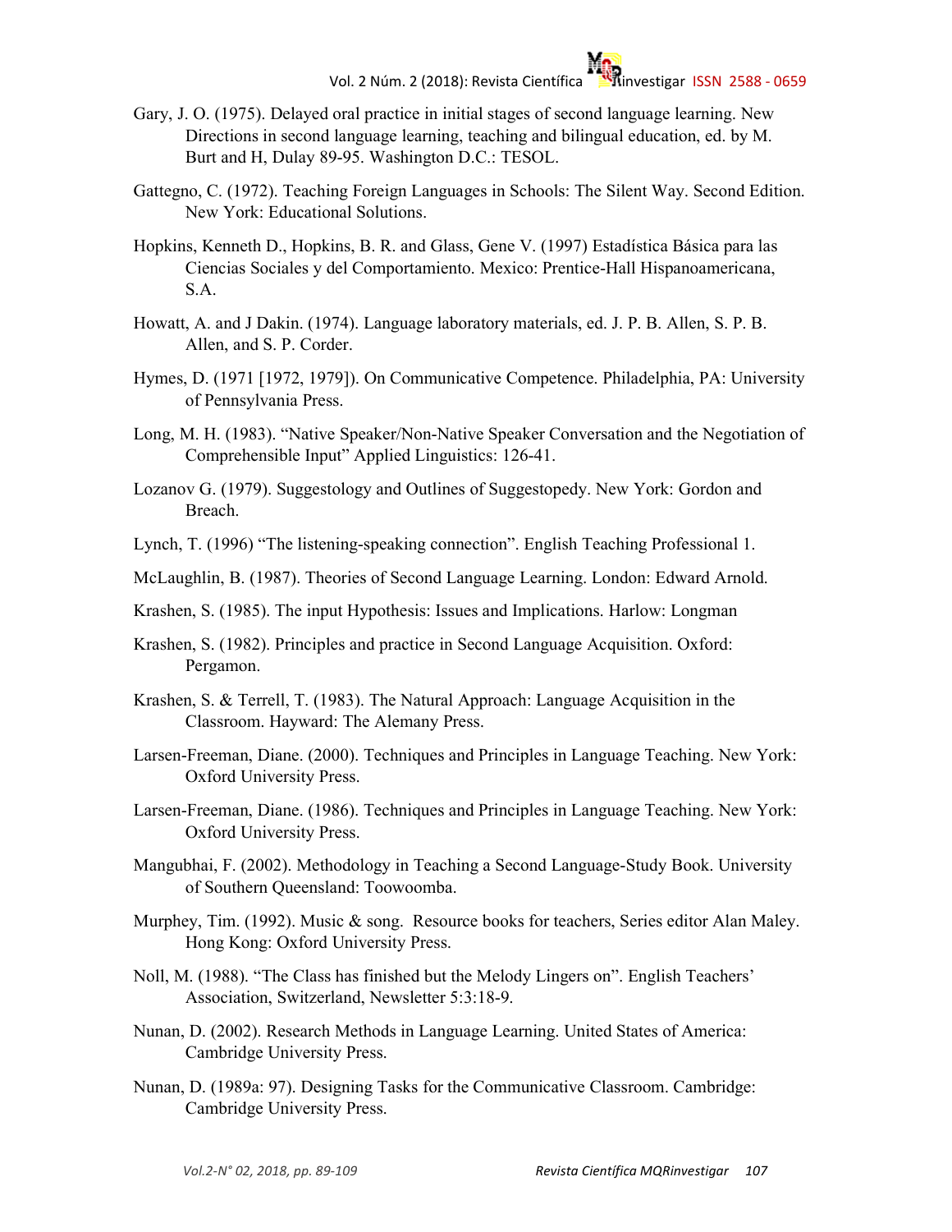Gary, J. O. (1975). Delayed oral practice in initial stages of second language learning. New Directions in second language learning, teaching and bilingual education, ed. by M. Burt and H, Dulay 89-95. Washington D.C.: TESOL.

Gattegno, C. (1972). Teaching Foreign Languages in Schools: The Silent Way. Second Edition. New York: Educational Solutions.

Hopkins, Kenneth D., Hopkins, B. R. and Glass, Gene V. (1997) Estadística Básica para las Ciencias Sociales y del Comportamiento. Mexico: Prentice-Hall Hispanoamericana, S.A.

Howatt, A. and J Dakin. (1974). Language laboratory materials, ed. J. P. B. Allen, S. P. B. Allen, and S. P. Corder.

Hymes, D. (1971 [1972, 1979]). On Communicative Competence. Philadelphia, PA: University of Pennsylvania Press.

Long, M. H. (1983). "Native Speaker/Non-Native Speaker Conversation and the Negotiation of Comprehensible Input" Applied Linguistics: 126-41.

Lozanov G. (1979). Suggestology and Outlines of Suggestopedy. New York: Gordon and Breach.

Lynch, T. (1996) "The listening-speaking connection". English Teaching Professional 1.

McLaughlin, B. (1987). Theories of Second Language Learning. London: Edward Arnold.

Krashen, S. (1985). The input Hypothesis: Issues and Implications. Harlow: Longman

Krashen, S. (1982). Principles and practice in Second Language Acquisition. Oxford: Pergamon.

Krashen, S. & Terrell, T. (1983). The Natural Approach: Language Acquisition in the Classroom. Hayward: The Alemany Press.

Larsen-Freeman, Diane. (2000). Techniques and Principles in Language Teaching. New York: Oxford University Press.

Larsen-Freeman, Diane. (1986). Techniques and Principles in Language Teaching. New York: Oxford University Press.

Mangubhai, F. (2002). Methodology in Teaching a Second Language-Study Book. University of Southern Queensland: Toowoomba.

Murphey, Tim. (1992). Music & song. Resource books for teachers, Series editor Alan Maley. Hong Kong: Oxford University Press.

Noll, M. (1988). "The Class has finished but the Melody Lingers on". English Teachers' Association, Switzerland, Newsletter 5:3:18-9.

Nunan, D. (2002). Research Methods in Language Learning. United States of America: Cambridge University Press.

Nunan, D. (1989a: 97). Designing Tasks for the Communicative Classroom. Cambridge: Cambridge University Press.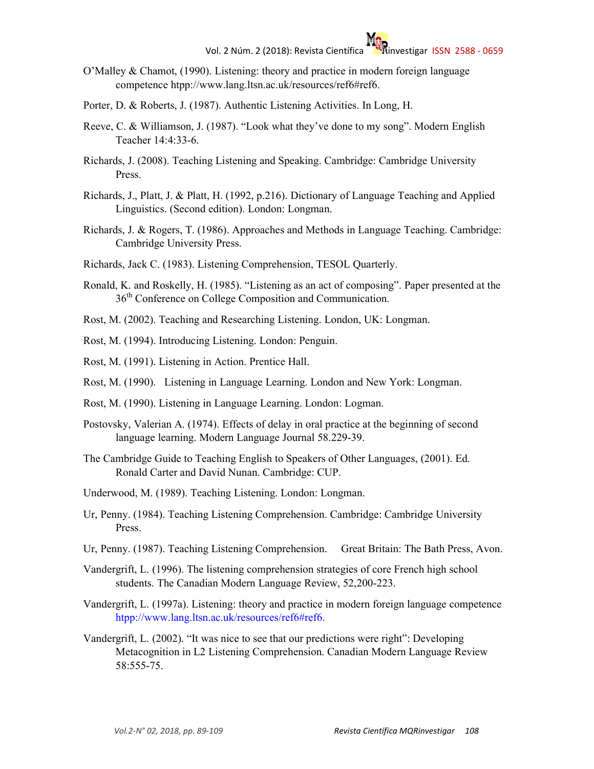O'Malley & Chamot, (1990). Listening: theory and practice in modern foreign language competence htpp://www.lang.ltsn.ac.uk/resources/ref6#ref6.

Porter, D. & Roberts, J. (1987). Authentic Listening Activities. In Long, H.

Reeve, C. & Williamson, J. (1987). "Look what they've done to my song". Modern English Teacher 14:4:33-6.

Richards, J. (2008). Teaching Listening and Speaking. Cambridge: Cambridge University Press.

Richards, J., Platt, J. & Platt, H. (1992, p.216). Dictionary of Language Teaching and Applied Linguistics. (Second edition). London: Longman.

Richards, J. & Rogers, T. (1986). Approaches and Methods in Language Teaching. Cambridge: Cambridge University Press.

Richards, Jack C. (1983). Listening Comprehension, TESOL Quarterly.

Ronald, K. and Roskelly, H. (1985). "Listening as an act of composing". Paper presented at the 36th Conference on College Composition and Communication.

Rost, M. (2002). Teaching and Researching Listening. London, UK: Longman.

Rost, M. (1994). Introducing Listening. London: Penguin.

Rost, M. (1991). Listening in Action. Prentice Hall.

Rost, M. (1990). Listening in Language Learning. London and New York: Longman.

Rost, M. (1990). Listening in Language Learning. London: Logman.

Postovsky, Valerian A. (1974). Effects of delay in oral practice at the beginning of second language learning. Modern Language Journal 58.229-39.

The Cambridge Guide to Teaching English to Speakers of Other Languages, (2001). Ed. Ronald Carter and David Nunan. Cambridge: CUP.

Underwood, M. (1989). Teaching Listening. London: Longman.

Ur, Penny. (1984). Teaching Listening Comprehension. Cambridge: Cambridge University Press.

Ur, Penny. (1987). Teaching Listening Comprehension. Great Britain: The Bath Press, Avon.

Vandergrift, L. (1996). The listening comprehension strategies of core French high school students. The Canadian Modern Language Review, 52,200-223.

Vandergrift, L. (1997a). Listening: theory and practice in modern foreign language competence htpp://www.lang.ltsn.ac.uk/resources/ref6#ref6.

Vandergrift, L. (2002). "It was nice to see that our predictions were right": Developing Metacognition in L2 Listening Comprehension. Canadian Modern Language Review 58:555-75.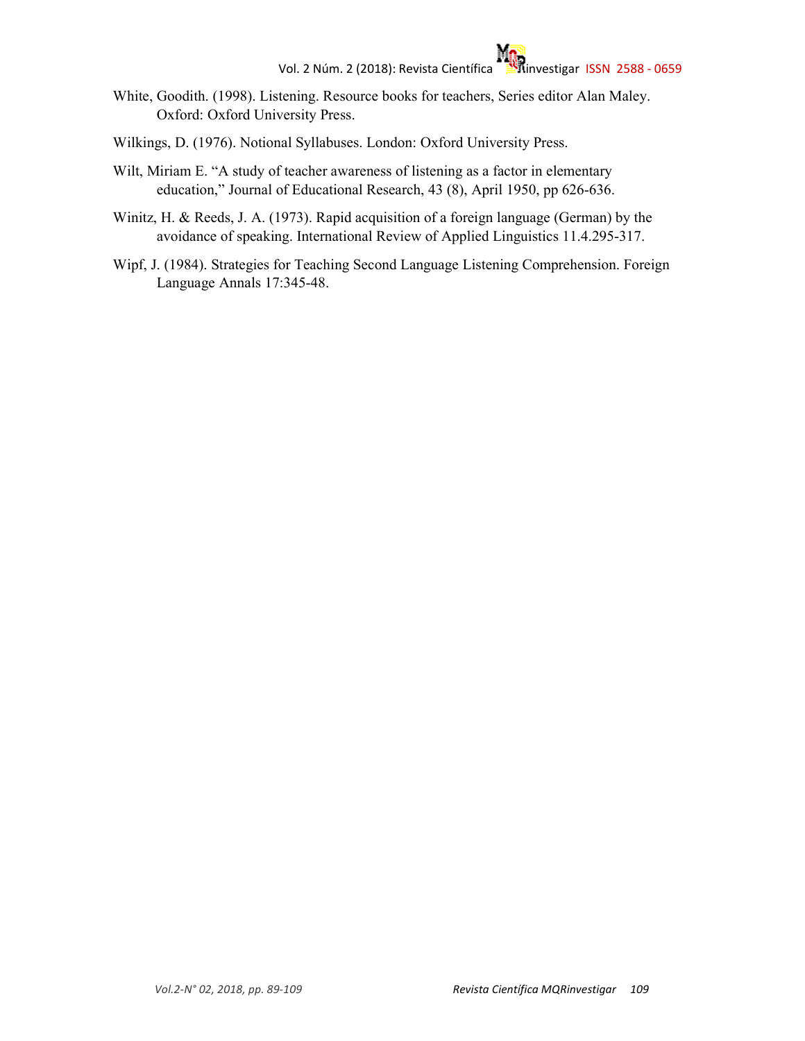White, Goodith. (1998). Listening. Resource books for teachers, Series editor Alan Maley. Oxford: Oxford University Press.

Wilkings, D. (1976). Notional Syllabuses. London: Oxford University Press.

Wilt, Miriam E. "A study of teacher awareness of listening as a factor in elementary education," Journal of Educational Research, 43 (8), April 1950, pp 626-636.

Winitz, H. & Reeds, J. A. (1973). Rapid acquisition of a foreign language (German) by the avoidance of speaking. International Review of Applied Linguistics 11.4.295-317.

Wipf, J. (1984). Strategies for Teaching Second Language Listening Comprehension. Foreign Language Annals 17:345-48.